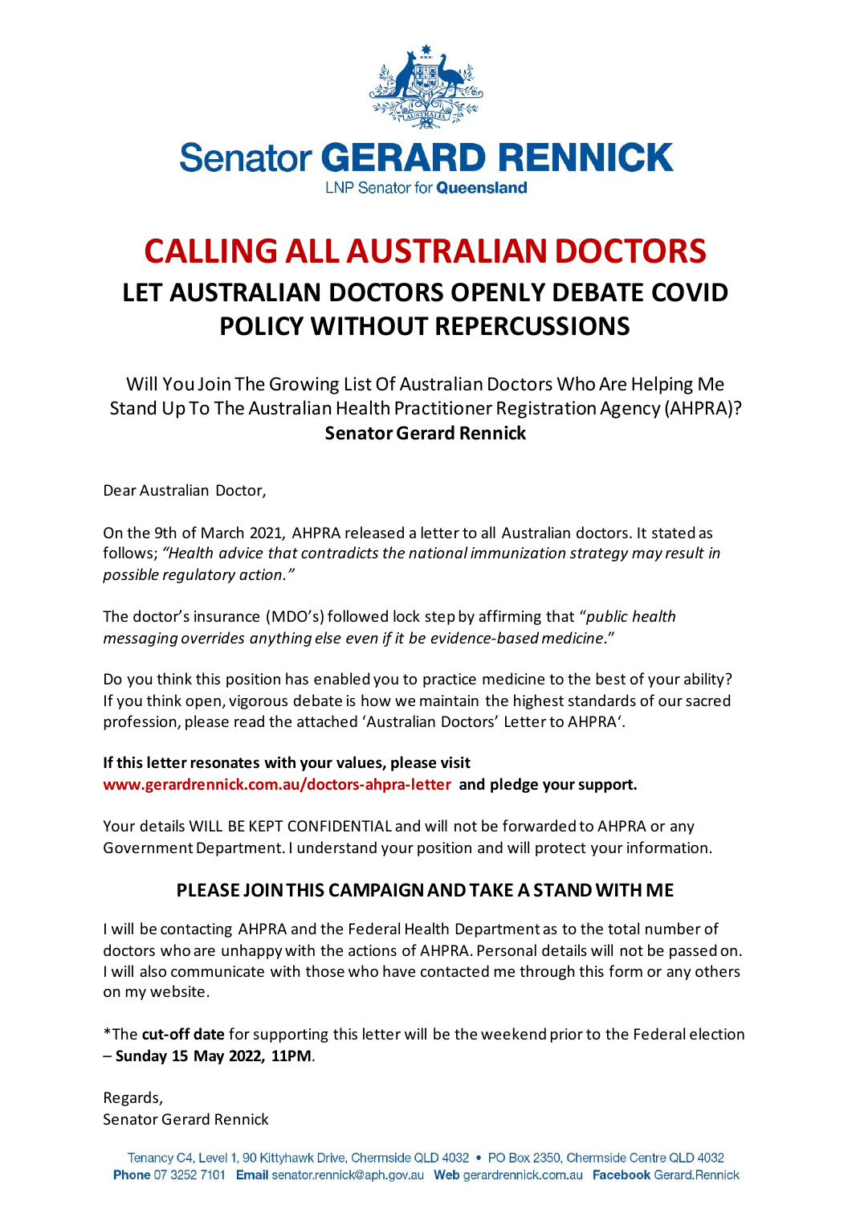# Senator GERARD RENNICK

LNP Senator for **Queensland**

# CALLING ALL AUSTRALIAN DOCTORS

## LET AUSTRALIAN DOCTORS OPENLY DEBATE COVID POLICY WITHOUT REPERCUSSIONS

Will You Join The Growing List Of Australian Doctors Who Are Helping Me Stand Up To The Australian Health Practitioner Registration Agency (AHPRA)?
**Senator Gerard Rennick**

Dear Australian Doctor,

On the 9th of March 2021, AHPRA released a letter to all Australian doctors. It stated as follows; *"Health advice that contradicts the national immunization strategy may result in possible regulatory action."*

The doctor's insurance (MDO's) followed lock step by affirming that "*public health messaging overrides anything else even if it be evidence-based medicine*."

Do you think this position has enabled you to practice medicine to the best of your ability? If you think open, vigorous debate is how we maintain the highest standards of our sacred profession, please read the attached 'Australian Doctors' Letter to AHPRA'.

**If this letter resonates with your values, please visit www.gerardrennick.com.au/doctors-ahpra-letter and pledge your support.**

Your details WILL BE KEPT CONFIDENTIAL and will not be forwarded to AHPRA or any Government Department. I understand your position and will protect your information.

### PLEASE JOIN THIS CAMPAIGN AND TAKE A STAND WITH ME

I will be contacting AHPRA and the Federal Health Department as to the total number of doctors who are unhappy with the actions of AHPRA. Personal details will not be passed on. I will also communicate with those who have contacted me through this form or any others on my website.

*The **cut-off date** for supporting this letter will be the weekend prior to the Federal election – **Sunday 15 May 2022, 11PM**.

Regards,
Senator Gerard Rennick

Tenancy C4, Level 1, 90 Kittyhawk Drive, Chermside QLD 4032 • PO Box 2350, Chermside Centre QLD 4032
**Phone** 07 3252 7101 **Email** senator.rennick@aph.gov.au **Web** gerardrennick.com.au **Facebook** Gerard.Rennick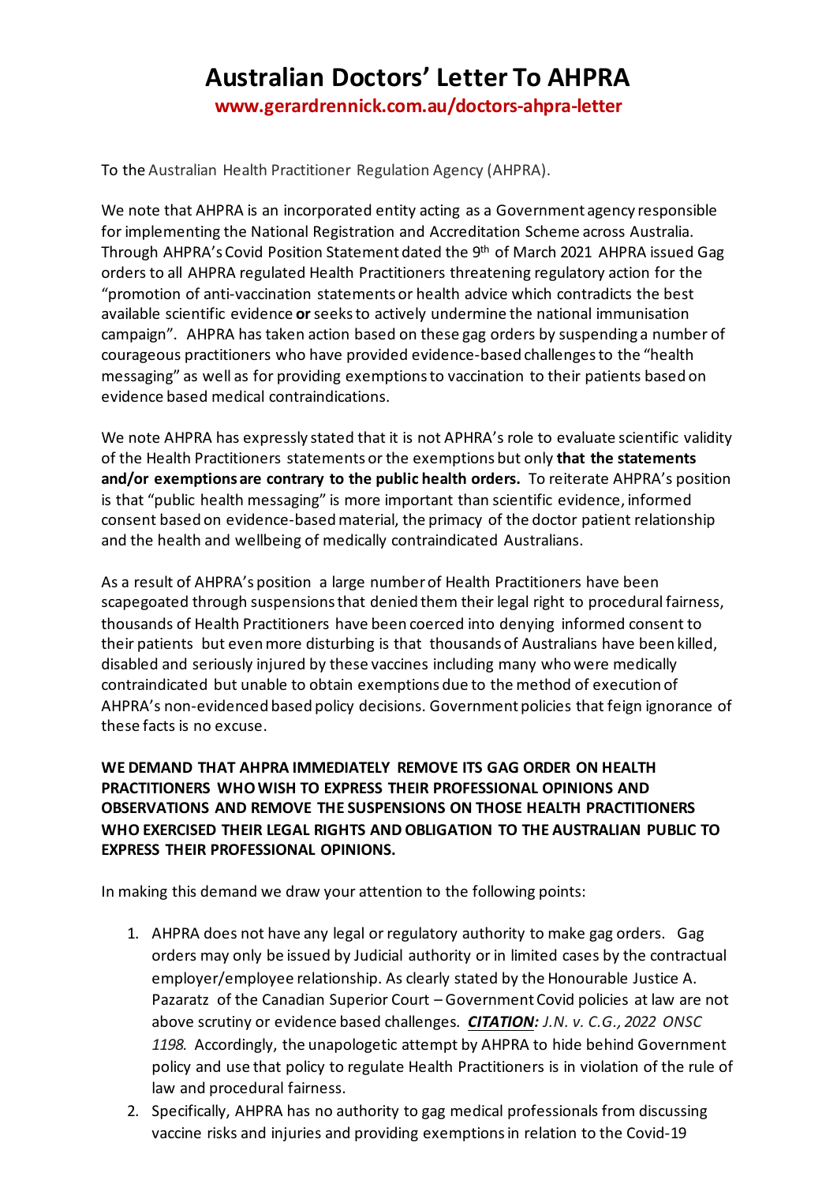# Australian Doctors' Letter To AHPRA

**www.gerardrennick.com.au/doctors-ahpra-letter**

To the Australian Health Practitioner Regulation Agency (AHPRA).

We note that AHPRA is an incorporated entity acting as a Government agency responsible for implementing the National Registration and Accreditation Scheme across Australia. Through AHPRA's Covid Position Statement dated the 9th of March 2021 AHPRA issued Gag orders to all AHPRA regulated Health Practitioners threatening regulatory action for the "promotion of anti-vaccination statements or health advice which contradicts the best available scientific evidence **or** seeks to actively undermine the national immunisation campaign". AHPRA has taken action based on these gag orders by suspending a number of courageous practitioners who have provided evidence-based challenges to the "health messaging" as well as for providing exemptions to vaccination to their patients based on evidence based medical contraindications.

We note AHPRA has expressly stated that it is not APHRA's role to evaluate scientific validity of the Health Practitioners statements or the exemptions but only **that the statements and/or exemptions are contrary to the public health orders.** To reiterate AHPRA's position is that "public health messaging" is more important than scientific evidence, informed consent based on evidence-based material, the primacy of the doctor patient relationship and the health and wellbeing of medically contraindicated Australians.

As a result of AHPRA's position a large number of Health Practitioners have been scapegoated through suspensions that denied them their legal right to procedural fairness, thousands of Health Practitioners have been coerced into denying informed consent to their patients but even more disturbing is that thousands of Australians have been killed, disabled and seriously injured by these vaccines including many who were medically contraindicated but unable to obtain exemptions due to the method of execution of AHPRA's non-evidenced based policy decisions. Government policies that feign ignorance of these facts is no excuse.

**WE DEMAND THAT AHPRA IMMEDIATELY REMOVE ITS GAG ORDER ON HEALTH PRACTITIONERS WHO WISH TO EXPRESS THEIR PROFESSIONAL OPINIONS AND OBSERVATIONS AND REMOVE THE SUSPENSIONS ON THOSE HEALTH PRACTITIONERS WHO EXERCISED THEIR LEGAL RIGHTS AND OBLIGATION TO THE AUSTRALIAN PUBLIC TO EXPRESS THEIR PROFESSIONAL OPINIONS.**

In making this demand we draw your attention to the following points:

1. AHPRA does not have any legal or regulatory authority to make gag orders. Gag orders may only be issued by Judicial authority or in limited cases by the contractual employer/employee relationship. As clearly stated by the Honourable Justice A. Pazaratz of the Canadian Superior Court – Government Covid policies at law are not above scrutiny or evidence based challenges. ***CITATION:*** *J.N. v. C.G., 2022 ONSC 1198.* Accordingly, the unapologetic attempt by AHPRA to hide behind Government policy and use that policy to regulate Health Practitioners is in violation of the rule of law and procedural fairness.
2. Specifically, AHPRA has no authority to gag medical professionals from discussing vaccine risks and injuries and providing exemptions in relation to the Covid-19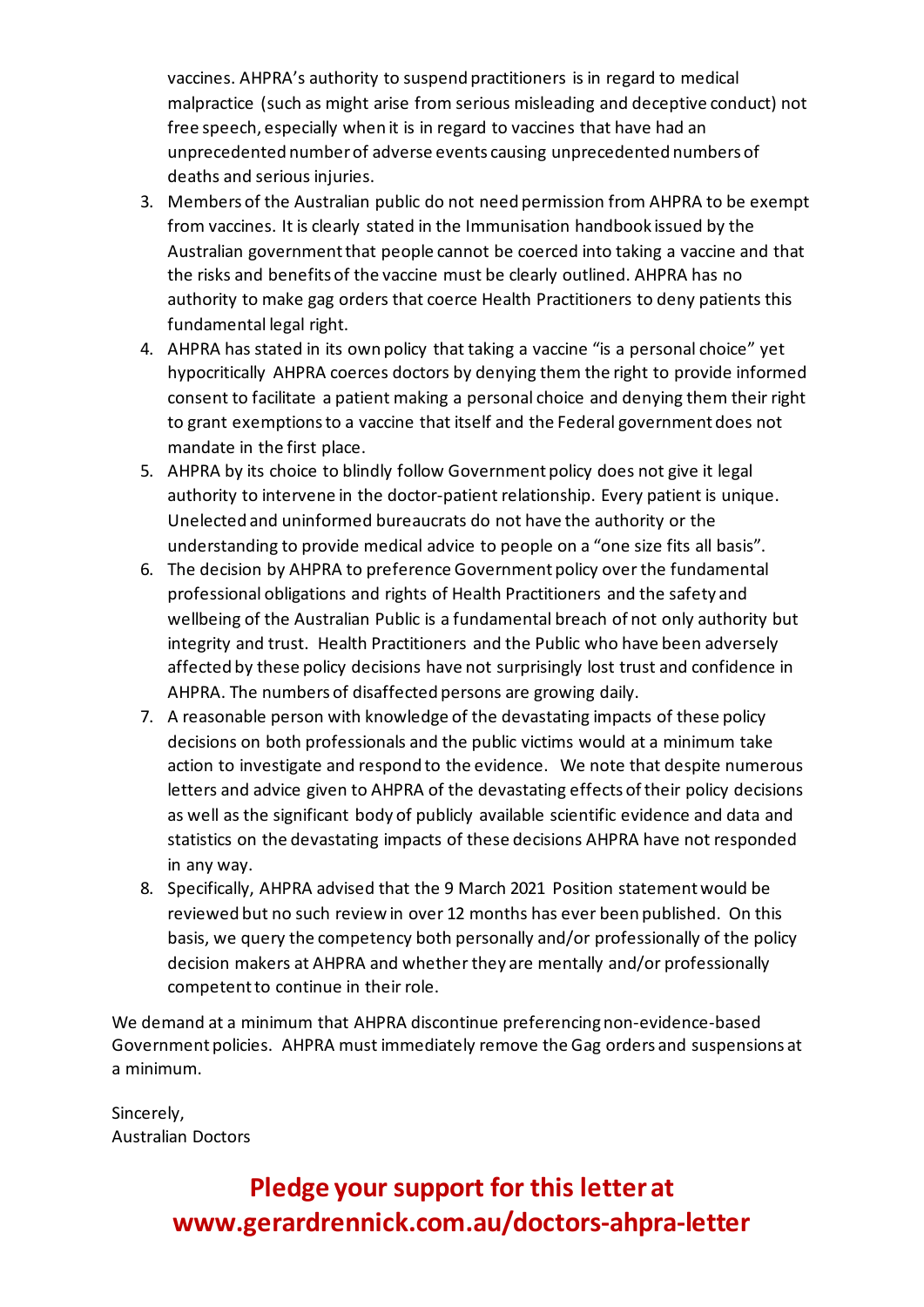vaccines. AHPRA's authority to suspend practitioners is in regard to medical malpractice (such as might arise from serious misleading and deceptive conduct) not free speech, especially when it is in regard to vaccines that have had an unprecedented number of adverse events causing unprecedented numbers of deaths and serious injuries.

3. Members of the Australian public do not need permission from AHPRA to be exempt from vaccines. It is clearly stated in the Immunisation handbook issued by the Australian government that people cannot be coerced into taking a vaccine and that the risks and benefits of the vaccine must be clearly outlined. AHPRA has no authority to make gag orders that coerce Health Practitioners to deny patients this fundamental legal right.
4. AHPRA has stated in its own policy that taking a vaccine "is a personal choice" yet hypocritically AHPRA coerces doctors by denying them the right to provide informed consent to facilitate a patient making a personal choice and denying them their right to grant exemptions to a vaccine that itself and the Federal government does not mandate in the first place.
5. AHPRA by its choice to blindly follow Government policy does not give it legal authority to intervene in the doctor-patient relationship. Every patient is unique. Unelected and uninformed bureaucrats do not have the authority or the understanding to provide medical advice to people on a "one size fits all basis".
6. The decision by AHPRA to preference Government policy over the fundamental professional obligations and rights of Health Practitioners and the safety and wellbeing of the Australian Public is a fundamental breach of not only authority but integrity and trust. Health Practitioners and the Public who have been adversely affected by these policy decisions have not surprisingly lost trust and confidence in AHPRA. The numbers of disaffected persons are growing daily.
7. A reasonable person with knowledge of the devastating impacts of these policy decisions on both professionals and the public victims would at a minimum take action to investigate and respond to the evidence. We note that despite numerous letters and advice given to AHPRA of the devastating effects of their policy decisions as well as the significant body of publicly available scientific evidence and data and statistics on the devastating impacts of these decisions AHPRA have not responded in any way.
8. Specifically, AHPRA advised that the 9 March 2021 Position statement would be reviewed but no such review in over 12 months has ever been published. On this basis, we query the competency both personally and/or professionally of the policy decision makers at AHPRA and whether they are mentally and/or professionally competent to continue in their role.

We demand at a minimum that AHPRA discontinue preferencing non-evidence-based Government policies. AHPRA must immediately remove the Gag orders and suspensions at a minimum.

Sincerely,
Australian Doctors

**Pledge your support for this letter at www.gerardrennick.com.au/doctors-ahpra-letter**